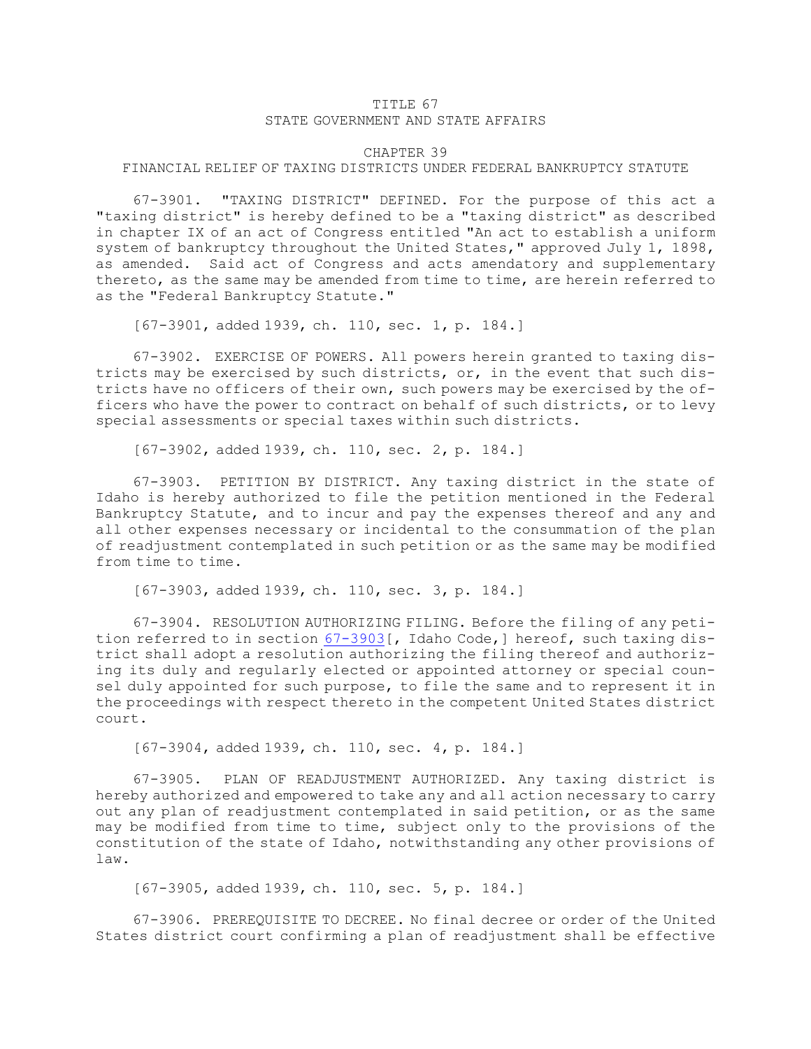# TITLE 67
# STATE GOVERNMENT AND STATE AFFAIRS

## CHAPTER 39
## FINANCIAL RELIEF OF TAXING DISTRICTS UNDER FEDERAL BANKRUPTCY STATUTE

67-3901. "TAXING DISTRICT" DEFINED. For the purpose of this act a "taxing district" is hereby defined to be a "taxing district" as described in chapter IX of an act of Congress entitled "An act to establish a uniform system of bankruptcy throughout the United States," approved July 1, 1898, as amended. Said act of Congress and acts amendatory and supplementary thereto, as the same may be amended from time to time, are herein referred to as the "Federal Bankruptcy Statute."

[67-3901, added 1939, ch. 110, sec. 1, p. 184.]

67-3902. EXERCISE OF POWERS. All powers herein granted to taxing districts may be exercised by such districts, or, in the event that such districts have no officers of their own, such powers may be exercised by the officers who have the power to contract on behalf of such districts, or to levy special assessments or special taxes within such districts.

[67-3902, added 1939, ch. 110, sec. 2, p. 184.]

67-3903. PETITION BY DISTRICT. Any taxing district in the state of Idaho is hereby authorized to file the petition mentioned in the Federal Bankruptcy Statute, and to incur and pay the expenses thereof and any and all other expenses necessary or incidental to the consummation of the plan of readjustment contemplated in such petition or as the same may be modified from time to time.

[67-3903, added 1939, ch. 110, sec. 3, p. 184.]

67-3904. RESOLUTION AUTHORIZING FILING. Before the filing of any petition referred to in section 67-3903[, Idaho Code,] hereof, such taxing district shall adopt a resolution authorizing the filing thereof and authorizing its duly and regularly elected or appointed attorney or special counsel duly appointed for such purpose, to file the same and to represent it in the proceedings with respect thereto in the competent United States district court.

[67-3904, added 1939, ch. 110, sec. 4, p. 184.]

67-3905. PLAN OF READJUSTMENT AUTHORIZED. Any taxing district is hereby authorized and empowered to take any and all action necessary to carry out any plan of readjustment contemplated in said petition, or as the same may be modified from time to time, subject only to the provisions of the constitution of the state of Idaho, notwithstanding any other provisions of law.

[67-3905, added 1939, ch. 110, sec. 5, p. 184.]

67-3906. PREREQUISITE TO DECREE. No final decree or order of the United States district court confirming a plan of readjustment shall be effective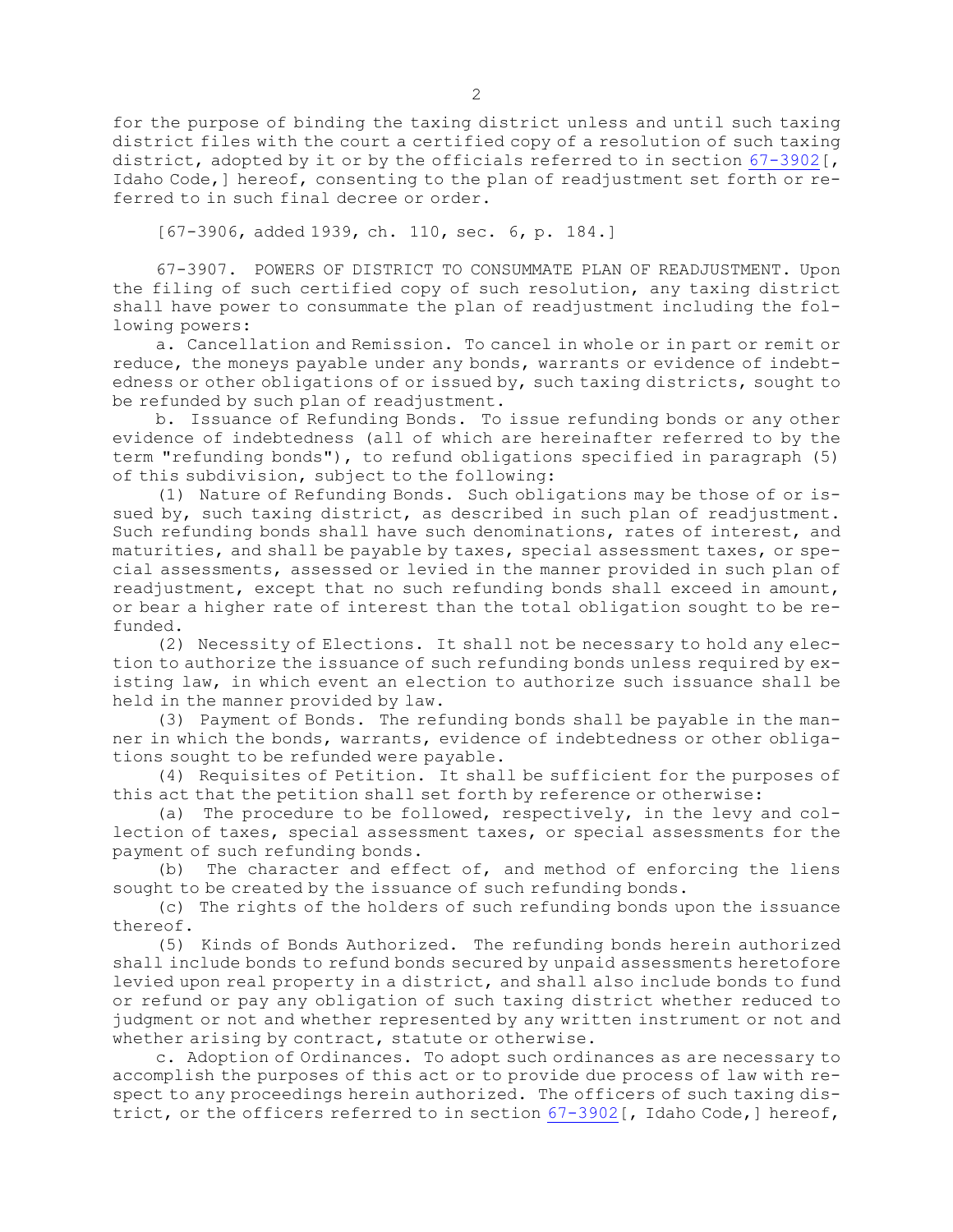for the purpose of binding the taxing district unless and until such taxing district files with the court a certified copy of a resolution of such taxing district, adopted by it or by the officials referred to in section 67-3902[, Idaho Code,] hereof, consenting to the plan of readjustment set forth or referred to in such final decree or order.

[67-3906, added 1939, ch. 110, sec. 6, p. 184.]

67-3907. POWERS OF DISTRICT TO CONSUMMATE PLAN OF READJUSTMENT. Upon the filing of such certified copy of such resolution, any taxing district shall have power to consummate the plan of readjustment including the following powers:

a. Cancellation and Remission. To cancel in whole or in part or remit or reduce, the moneys payable under any bonds, warrants or evidence of indebtedness or other obligations of or issued by, such taxing districts, sought to be refunded by such plan of readjustment.

b. Issuance of Refunding Bonds. To issue refunding bonds or any other evidence of indebtedness (all of which are hereinafter referred to by the term "refunding bonds"), to refund obligations specified in paragraph (5) of this subdivision, subject to the following:

(1) Nature of Refunding Bonds. Such obligations may be those of or issued by, such taxing district, as described in such plan of readjustment. Such refunding bonds shall have such denominations, rates of interest, and maturities, and shall be payable by taxes, special assessment taxes, or special assessments, assessed or levied in the manner provided in such plan of readjustment, except that no such refunding bonds shall exceed in amount, or bear a higher rate of interest than the total obligation sought to be refunded.

(2) Necessity of Elections. It shall not be necessary to hold any election to authorize the issuance of such refunding bonds unless required by existing law, in which event an election to authorize such issuance shall be held in the manner provided by law.

(3) Payment of Bonds. The refunding bonds shall be payable in the manner in which the bonds, warrants, evidence of indebtedness or other obligations sought to be refunded were payable.

(4) Requisites of Petition. It shall be sufficient for the purposes of this act that the petition shall set forth by reference or otherwise:

(a) The procedure to be followed, respectively, in the levy and collection of taxes, special assessment taxes, or special assessments for the payment of such refunding bonds.

(b) The character and effect of, and method of enforcing the liens sought to be created by the issuance of such refunding bonds.

(c) The rights of the holders of such refunding bonds upon the issuance thereof.

(5) Kinds of Bonds Authorized. The refunding bonds herein authorized shall include bonds to refund bonds secured by unpaid assessments heretofore levied upon real property in a district, and shall also include bonds to fund or refund or pay any obligation of such taxing district whether reduced to judgment or not and whether represented by any written instrument or not and whether arising by contract, statute or otherwise.

c. Adoption of Ordinances. To adopt such ordinances as are necessary to accomplish the purposes of this act or to provide due process of law with respect to any proceedings herein authorized. The officers of such taxing district, or the officers referred to in section 67-3902[, Idaho Code,] hereof,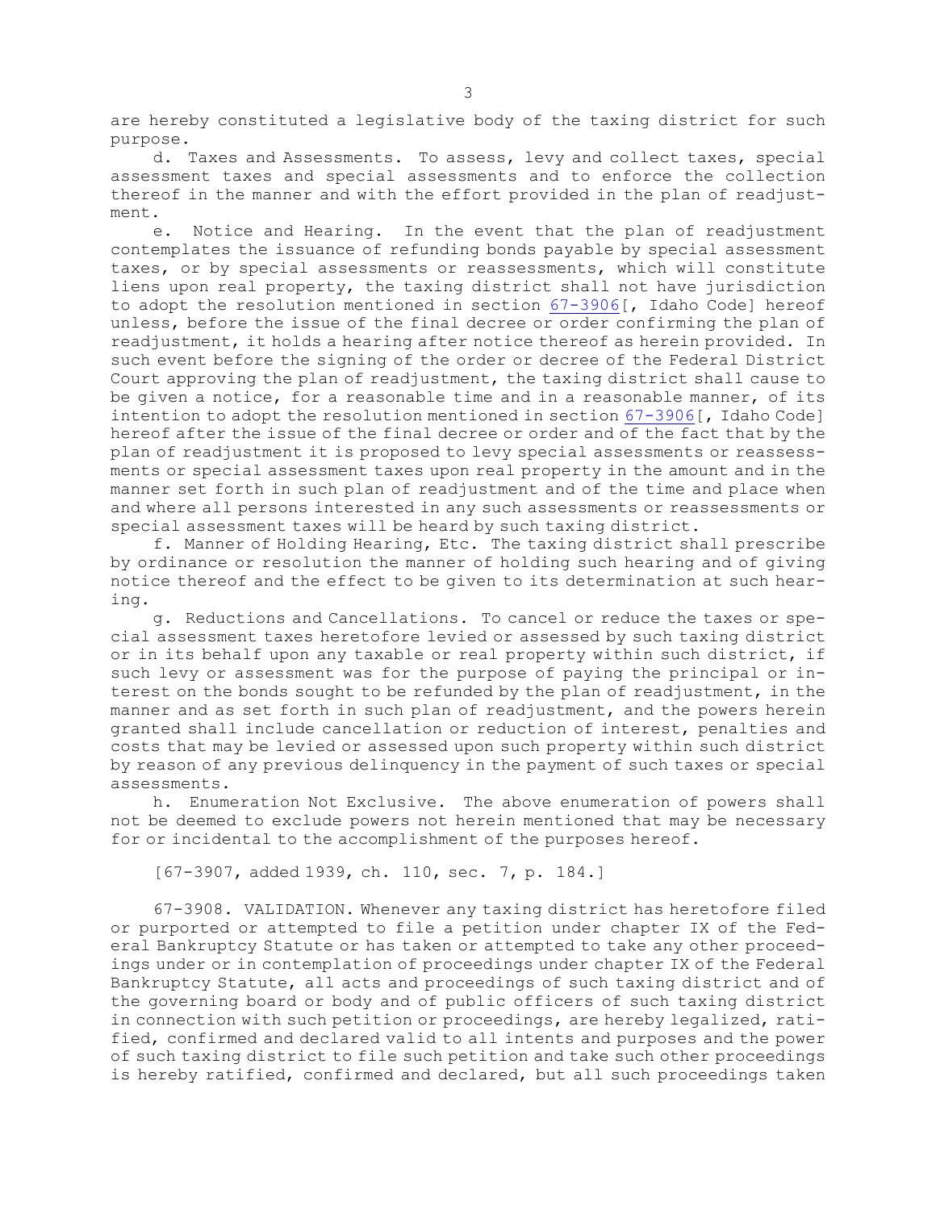are hereby constituted a legislative body of the taxing district for such purpose.

d. Taxes and Assessments. To assess, levy and collect taxes, special assessment taxes and special assessments and to enforce the collection thereof in the manner and with the effort provided in the plan of readjustment.

e. Notice and Hearing. In the event that the plan of readjustment contemplates the issuance of refunding bonds payable by special assessment taxes, or by special assessments or reassessments, which will constitute liens upon real property, the taxing district shall not have jurisdiction to adopt the resolution mentioned in section 67-3906[, Idaho Code] hereof unless, before the issue of the final decree or order confirming the plan of readjustment, it holds a hearing after notice thereof as herein provided. In such event before the signing of the order or decree of the Federal District Court approving the plan of readjustment, the taxing district shall cause to be given a notice, for a reasonable time and in a reasonable manner, of its intention to adopt the resolution mentioned in section 67-3906[, Idaho Code] hereof after the issue of the final decree or order and of the fact that by the plan of readjustment it is proposed to levy special assessments or reassessments or special assessment taxes upon real property in the amount and in the manner set forth in such plan of readjustment and of the time and place when and where all persons interested in any such assessments or reassessments or special assessment taxes will be heard by such taxing district.

f. Manner of Holding Hearing, Etc. The taxing district shall prescribe by ordinance or resolution the manner of holding such hearing and of giving notice thereof and the effect to be given to its determination at such hearing.

g. Reductions and Cancellations. To cancel or reduce the taxes or special assessment taxes heretofore levied or assessed by such taxing district or in its behalf upon any taxable or real property within such district, if such levy or assessment was for the purpose of paying the principal or interest on the bonds sought to be refunded by the plan of readjustment, in the manner and as set forth in such plan of readjustment, and the powers herein granted shall include cancellation or reduction of interest, penalties and costs that may be levied or assessed upon such property within such district by reason of any previous delinquency in the payment of such taxes or special assessments.

h. Enumeration Not Exclusive. The above enumeration of powers shall not be deemed to exclude powers not herein mentioned that may be necessary for or incidental to the accomplishment of the purposes hereof.

[67-3907, added 1939, ch. 110, sec. 7, p. 184.]

67-3908. VALIDATION. Whenever any taxing district has heretofore filed or purported or attempted to file a petition under chapter IX of the Federal Bankruptcy Statute or has taken or attempted to take any other proceedings under or in contemplation of proceedings under chapter IX of the Federal Bankruptcy Statute, all acts and proceedings of such taxing district and of the governing board or body and of public officers of such taxing district in connection with such petition or proceedings, are hereby legalized, ratified, confirmed and declared valid to all intents and purposes and the power of such taxing district to file such petition and take such other proceedings is hereby ratified, confirmed and declared, but all such proceedings taken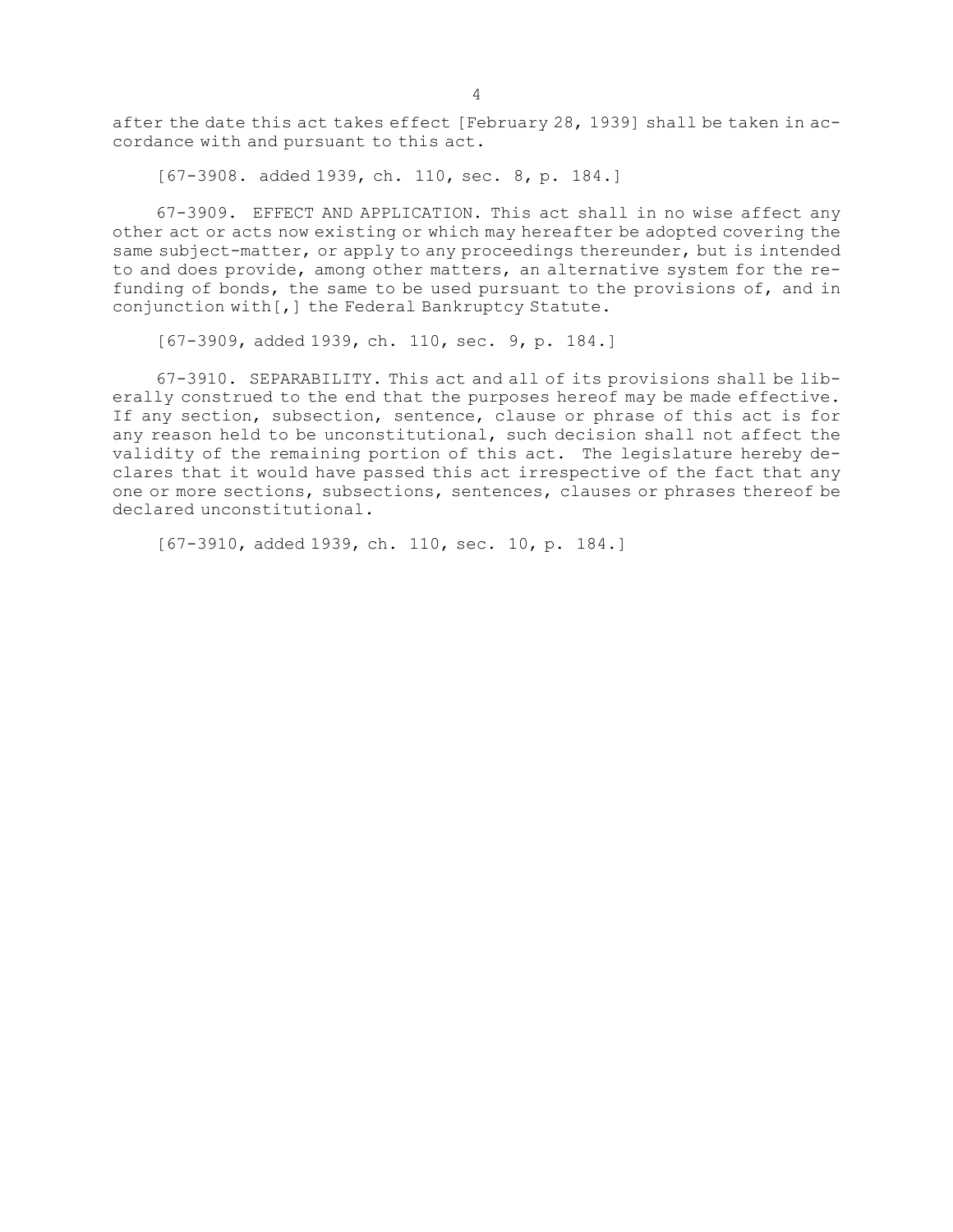after the date this act takes effect [February 28, 1939] shall be taken in accordance with and pursuant to this act.

[67-3908. added 1939, ch. 110, sec. 8, p. 184.]

67-3909. EFFECT AND APPLICATION. This act shall in no wise affect any other act or acts now existing or which may hereafter be adopted covering the same subject-matter, or apply to any proceedings thereunder, but is intended to and does provide, among other matters, an alternative system for the refunding of bonds, the same to be used pursuant to the provisions of, and in conjunction with[,] the Federal Bankruptcy Statute.

[67-3909, added 1939, ch. 110, sec. 9, p. 184.]

67-3910. SEPARABILITY. This act and all of its provisions shall be liberally construed to the end that the purposes hereof may be made effective. If any section, subsection, sentence, clause or phrase of this act is for any reason held to be unconstitutional, such decision shall not affect the validity of the remaining portion of this act. The legislature hereby declares that it would have passed this act irrespective of the fact that any one or more sections, subsections, sentences, clauses or phrases thereof be declared unconstitutional.

[67-3910, added 1939, ch. 110, sec. 10, p. 184.]